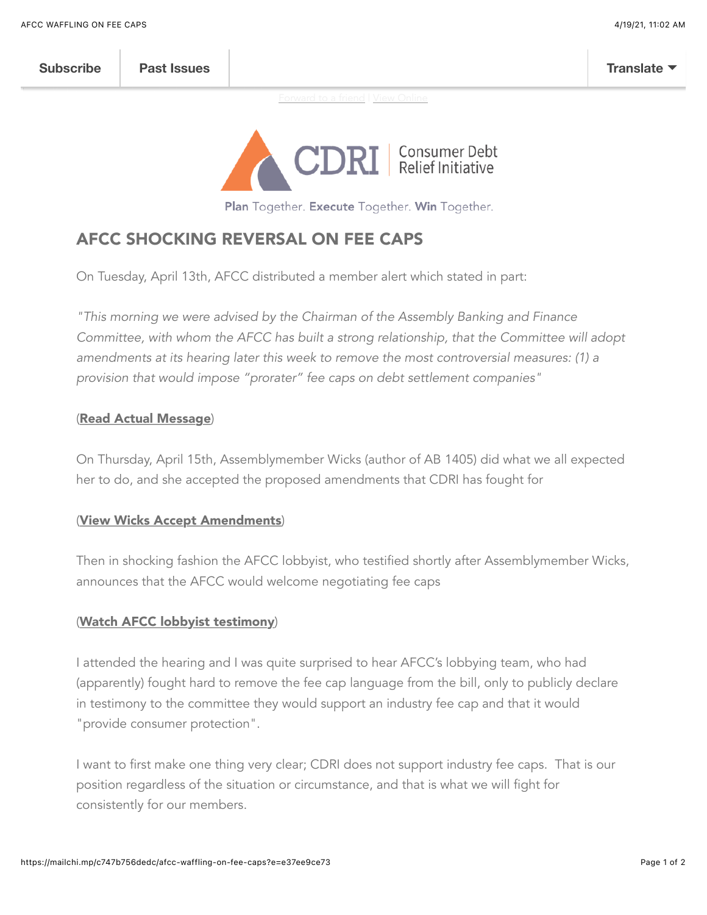Subscribe | Past Issues | Translate

Forward to a friend | View Online

CDRI Consumer Debt Relief Initiative

**Plan** Together. **Execute** Together. **Win** Together.

## AFCC SHOCKING REVERSAL ON FEE CAPS

On Tuesday, April 13th, AFCC distributed a member alert which stated in part:

*"This morning we were advised by the Chairman of the Assembly Banking and Finance Committee, with whom the AFCC has built a strong relationship, that the Committee will adopt amendments at its hearing later this week to remove the most controversial measures: (1) a provision that would impose "prorater" fee caps on debt settlement companies"*

(**Read Actual Message**)

On Thursday, April 15th, Assemblymember Wicks (author of AB 1405) did what we all expected her to do, and she accepted the proposed amendments that CDRI has fought for

(**View Wicks Accept Amendments**)

Then in shocking fashion the AFCC lobbyist, who testified shortly after Assemblymember Wicks, announces that the AFCC would welcome negotiating fee caps

(**Watch AFCC lobbyist testimony**)

I attended the hearing and I was quite surprised to hear AFCC's lobbying team, who had (apparently) fought hard to remove the fee cap language from the bill, only to publicly declare in testimony to the committee they would support an industry fee cap and that it would "provide consumer protection".

I want to first make one thing very clear; CDRI does not support industry fee caps. That is our position regardless of the situation or circumstance, and that is what we will fight for consistently for our members.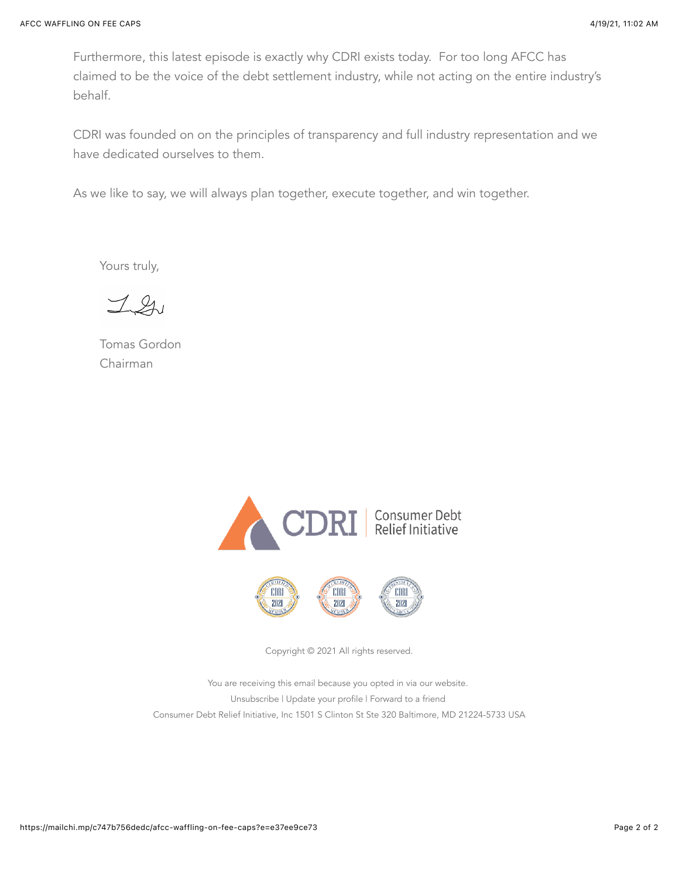Furthermore, this latest episode is exactly why CDRI exists today. For too long AFCC has claimed to be the voice of the debt settlement industry, while not acting on the entire industry's behalf.

CDRI was founded on on the principles of transparency and full industry representation and we have dedicated ourselves to them.

As we like to say, we will always plan together, execute together, and win together.

Yours truly,

Tomas Gordon
Chairman

CDRI | Consumer Debt Relief Initiative

Copyright © 2021 All rights reserved.

You are receiving this email because you opted in via our website.

Unsubscribe | Update your profile | Forward to a friend

Consumer Debt Relief Initiative, Inc 1501 S Clinton St Ste 320 Baltimore, MD 21224-5733 USA